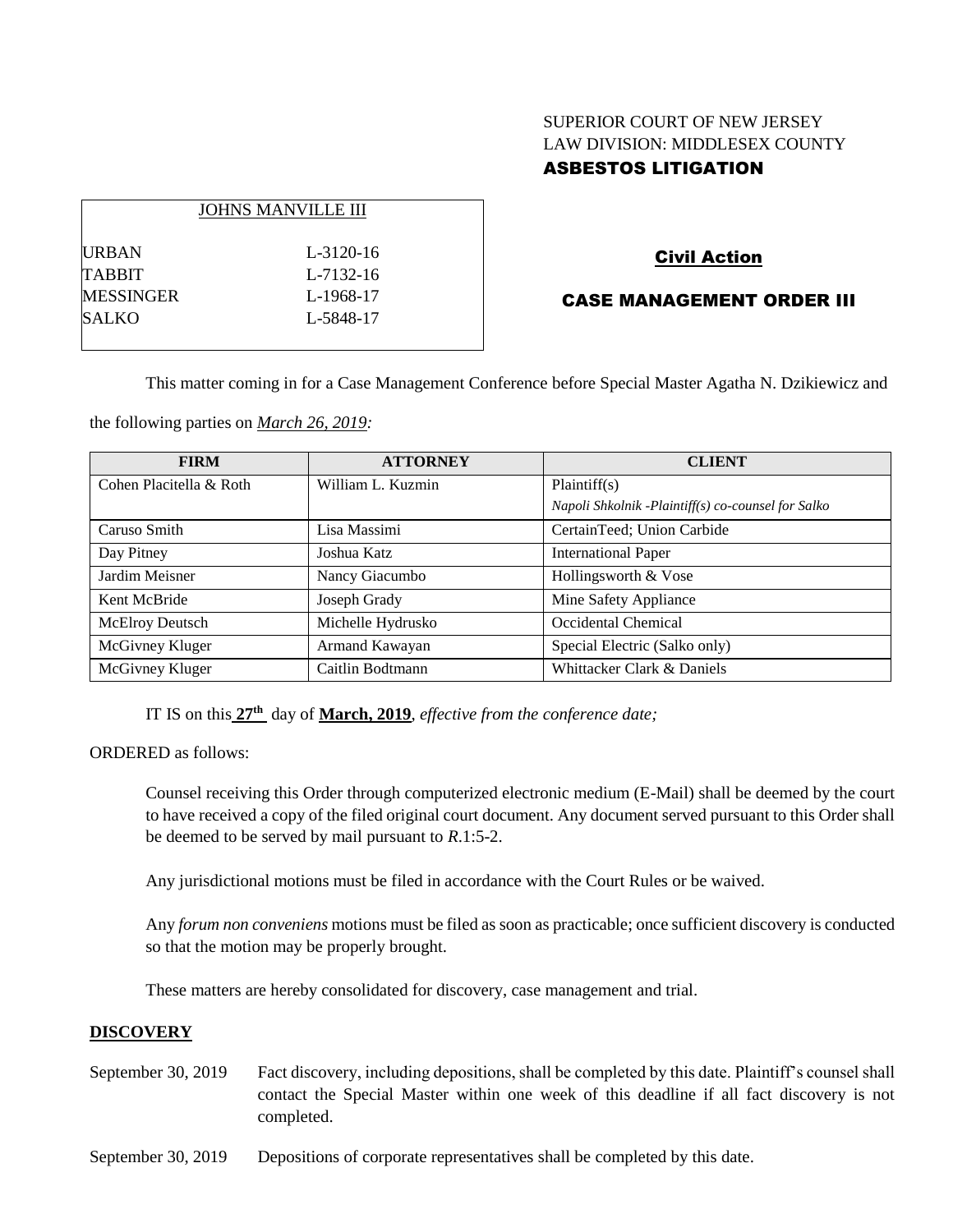SUPERIOR COURT OF NEW JERSEY
LAW DIVISION: MIDDLESEX COUNTY
**ASBESTOS LITIGATION**

| JOHNS MANVILLE III | |
|---|---|
| URBAN | L-3120-16 |
| TABBIT | L-7132-16 |
| MESSINGER | L-1968-17 |
| SALKO | L-5848-17 |

**Civil Action**

**CASE MANAGEMENT ORDER III**

This matter coming in for a Case Management Conference before Special Master Agatha N. Dzikiewicz and the following parties on *March 26, 2019:*

| FIRM | ATTORNEY | CLIENT |
|---|---|---|
| Cohen Placitella & Roth | William L. Kuzmin | Plaintiff(s) *Napoli Shkolnik -Plaintiff(s) co-counsel for Salko* |
| Caruso Smith | Lisa Massimi | CertainTeed; Union Carbide |
| Day Pitney | Joshua Katz | International Paper |
| Jardim Meisner | Nancy Giacumbo | Hollingsworth & Vose |
| Kent McBride | Joseph Grady | Mine Safety Appliance |
| McElroy Deutsch | Michelle Hydrusko | Occidental Chemical |
| McGivney Kluger | Armand Kawayan | Special Electric (Salko only) |
| McGivney Kluger | Caitlin Bodtmann | Whittacker Clark & Daniels |

IT IS on this **27th** day of **March, 2019**, *effective from the conference date;*

ORDERED as follows:

Counsel receiving this Order through computerized electronic medium (E-Mail) shall be deemed by the court to have received a copy of the filed original court document. Any document served pursuant to this Order shall be deemed to be served by mail pursuant to *R*.1:5-2.

Any jurisdictional motions must be filed in accordance with the Court Rules or be waived.

Any *forum non conveniens* motions must be filed as soon as practicable; once sufficient discovery is conducted so that the motion may be properly brought.

These matters are hereby consolidated for discovery, case management and trial.

**DISCOVERY**

September 30, 2019 — Fact discovery, including depositions, shall be completed by this date. Plaintiff's counsel shall contact the Special Master within one week of this deadline if all fact discovery is not completed.

September 30, 2019 — Depositions of corporate representatives shall be completed by this date.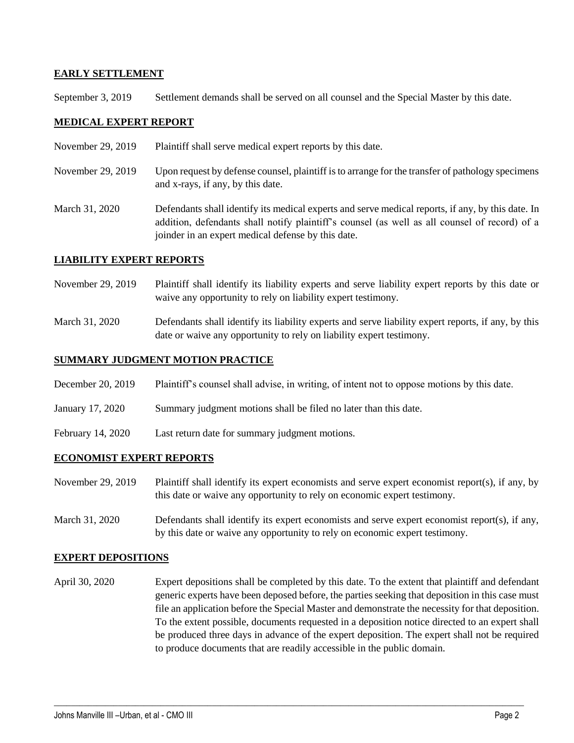**EARLY SETTLEMENT**

September 3, 2019 Settlement demands shall be served on all counsel and the Special Master by this date.

**MEDICAL EXPERT REPORT**

November 29, 2019 Plaintiff shall serve medical expert reports by this date.

November 29, 2019 Upon request by defense counsel, plaintiff is to arrange for the transfer of pathology specimens and x-rays, if any, by this date.

March 31, 2020 Defendants shall identify its medical experts and serve medical reports, if any, by this date. In addition, defendants shall notify plaintiff's counsel (as well as all counsel of record) of a joinder in an expert medical defense by this date.

**LIABILITY EXPERT REPORTS**

November 29, 2019 Plaintiff shall identify its liability experts and serve liability expert reports by this date or waive any opportunity to rely on liability expert testimony.

March 31, 2020 Defendants shall identify its liability experts and serve liability expert reports, if any, by this date or waive any opportunity to rely on liability expert testimony.

**SUMMARY JUDGMENT MOTION PRACTICE**

December 20, 2019 Plaintiff's counsel shall advise, in writing, of intent not to oppose motions by this date.

January 17, 2020 Summary judgment motions shall be filed no later than this date.

February 14, 2020 Last return date for summary judgment motions.

**ECONOMIST EXPERT REPORTS**

November 29, 2019 Plaintiff shall identify its expert economists and serve expert economist report(s), if any, by this date or waive any opportunity to rely on economic expert testimony.

March 31, 2020 Defendants shall identify its expert economists and serve expert economist report(s), if any, by this date or waive any opportunity to rely on economic expert testimony.

**EXPERT DEPOSITIONS**

April 30, 2020 Expert depositions shall be completed by this date. To the extent that plaintiff and defendant generic experts have been deposed before, the parties seeking that deposition in this case must file an application before the Special Master and demonstrate the necessity for that deposition. To the extent possible, documents requested in a deposition notice directed to an expert shall be produced three days in advance of the expert deposition. The expert shall not be required to produce documents that are readily accessible in the public domain.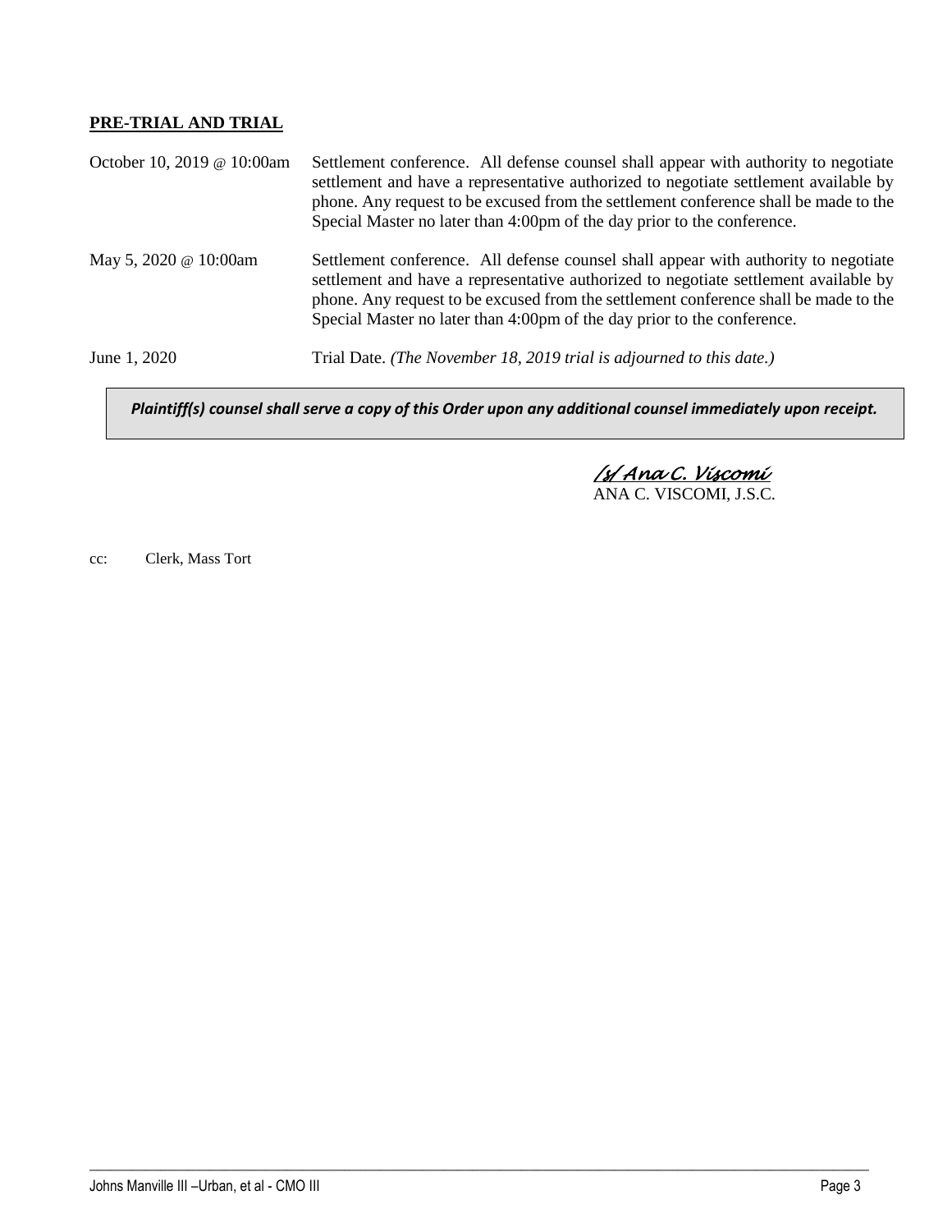**PRE-TRIAL AND TRIAL**

| | |
|---|---|
| October 10, 2019 @ 10:00am | Settlement conference. All defense counsel shall appear with authority to negotiate settlement and have a representative authorized to negotiate settlement available by phone. Any request to be excused from the settlement conference shall be made to the Special Master no later than 4:00pm of the day prior to the conference. |
| May 5, 2020 @ 10:00am | Settlement conference. All defense counsel shall appear with authority to negotiate settlement and have a representative authorized to negotiate settlement available by phone. Any request to be excused from the settlement conference shall be made to the Special Master no later than 4:00pm of the day prior to the conference. |
| June 1, 2020 | Trial Date. *(The November 18, 2019 trial is adjourned to this date.)* |

***Plaintiff(s) counsel shall serve a copy of this Order upon any additional counsel immediately upon receipt.***

*/s/ Ana C. Viscomi*
ANA C. VISCOMI, J.S.C.

cc: Clerk, Mass Tort